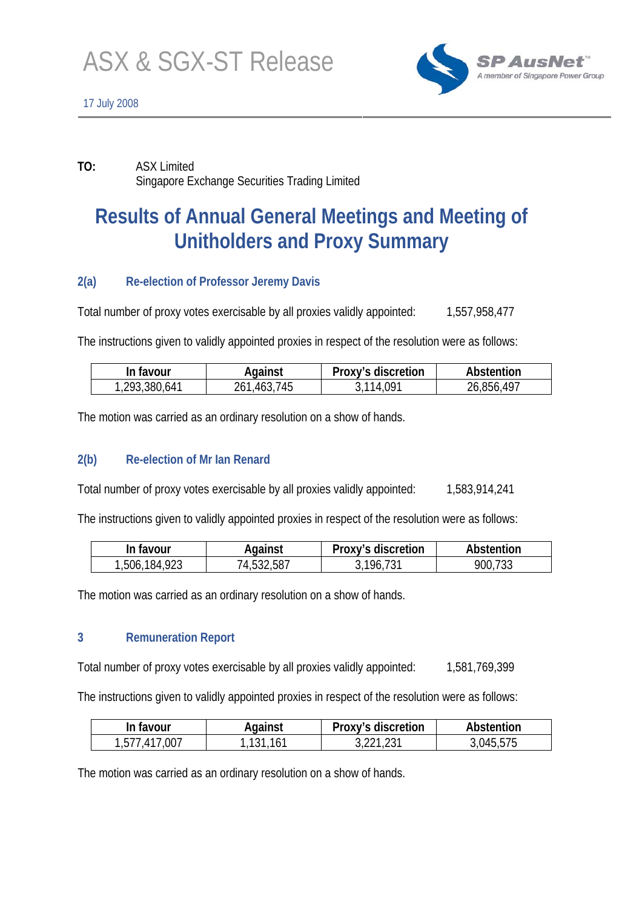# ASX & SGX-ST Release

17 July 2008

**TO:** ASX Limited
Singapore Exchange Securities Trading Limited

## Results of Annual General Meetings and Meeting of Unitholders and Proxy Summary

### 2(a) Re-election of Professor Jeremy Davis

Total number of proxy votes exercisable by all proxies validly appointed: 1,557,958,477

The instructions given to validly appointed proxies in respect of the resolution were as follows:

| In favour | Against | Proxy's discretion | Abstention |
|---|---|---|---|
| 1,293,380,641 | 261,463,745 | 3,114,091 | 26,856,497 |

The motion was carried as an ordinary resolution on a show of hands.

### 2(b) Re-election of Mr Ian Renard

Total number of proxy votes exercisable by all proxies validly appointed: 1,583,914,241

The instructions given to validly appointed proxies in respect of the resolution were as follows:

| In favour | Against | Proxy's discretion | Abstention |
|---|---|---|---|
| 1,506,184,923 | 74,532,587 | 3,196,731 | 900,733 |

The motion was carried as an ordinary resolution on a show of hands.

### 3 Remuneration Report

Total number of proxy votes exercisable by all proxies validly appointed: 1,581,769,399

The instructions given to validly appointed proxies in respect of the resolution were as follows:

| In favour | Against | Proxy's discretion | Abstention |
|---|---|---|---|
| 1,577,417,007 | 1,131,161 | 3,221,231 | 3,045,575 |

The motion was carried as an ordinary resolution on a show of hands.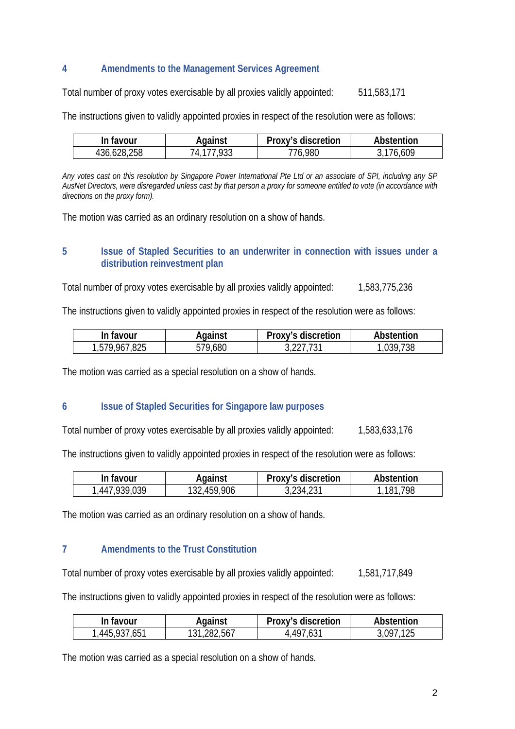## 4 Amendments to the Management Services Agreement

Total number of proxy votes exercisable by all proxies validly appointed: 511,583,171

The instructions given to validly appointed proxies in respect of the resolution were as follows:

| In favour | Against | Proxy's discretion | Abstention |
| --- | --- | --- | --- |
| 436,628,258 | 74,177,933 | 776,980 | 3,176,609 |

*Any votes cast on this resolution by Singapore Power International Pte Ltd or an associate of SPI, including any SP AusNet Directors, were disregarded unless cast by that person a proxy for someone entitled to vote (in accordance with directions on the proxy form).*

The motion was carried as an ordinary resolution on a show of hands.

## 5 Issue of Stapled Securities to an underwriter in connection with issues under a distribution reinvestment plan

Total number of proxy votes exercisable by all proxies validly appointed: 1,583,775,236

The instructions given to validly appointed proxies in respect of the resolution were as follows:

| In favour | Against | Proxy's discretion | Abstention |
| --- | --- | --- | --- |
| 1,579,967,825 | 579,680 | 3,227,731 | 1,039,738 |

The motion was carried as a special resolution on a show of hands.

## 6 Issue of Stapled Securities for Singapore law purposes

Total number of proxy votes exercisable by all proxies validly appointed: 1,583,633,176

The instructions given to validly appointed proxies in respect of the resolution were as follows:

| In favour | Against | Proxy's discretion | Abstention |
| --- | --- | --- | --- |
| 1,447,939,039 | 132,459,906 | 3,234,231 | 1,181,798 |

The motion was carried as an ordinary resolution on a show of hands.

## 7 Amendments to the Trust Constitution

Total number of proxy votes exercisable by all proxies validly appointed: 1,581,717,849

The instructions given to validly appointed proxies in respect of the resolution were as follows:

| In favour | Against | Proxy's discretion | Abstention |
| --- | --- | --- | --- |
| 1,445,937,651 | 131,282,567 | 4,497,631 | 3,097,125 |

The motion was carried as a special resolution on a show of hands.